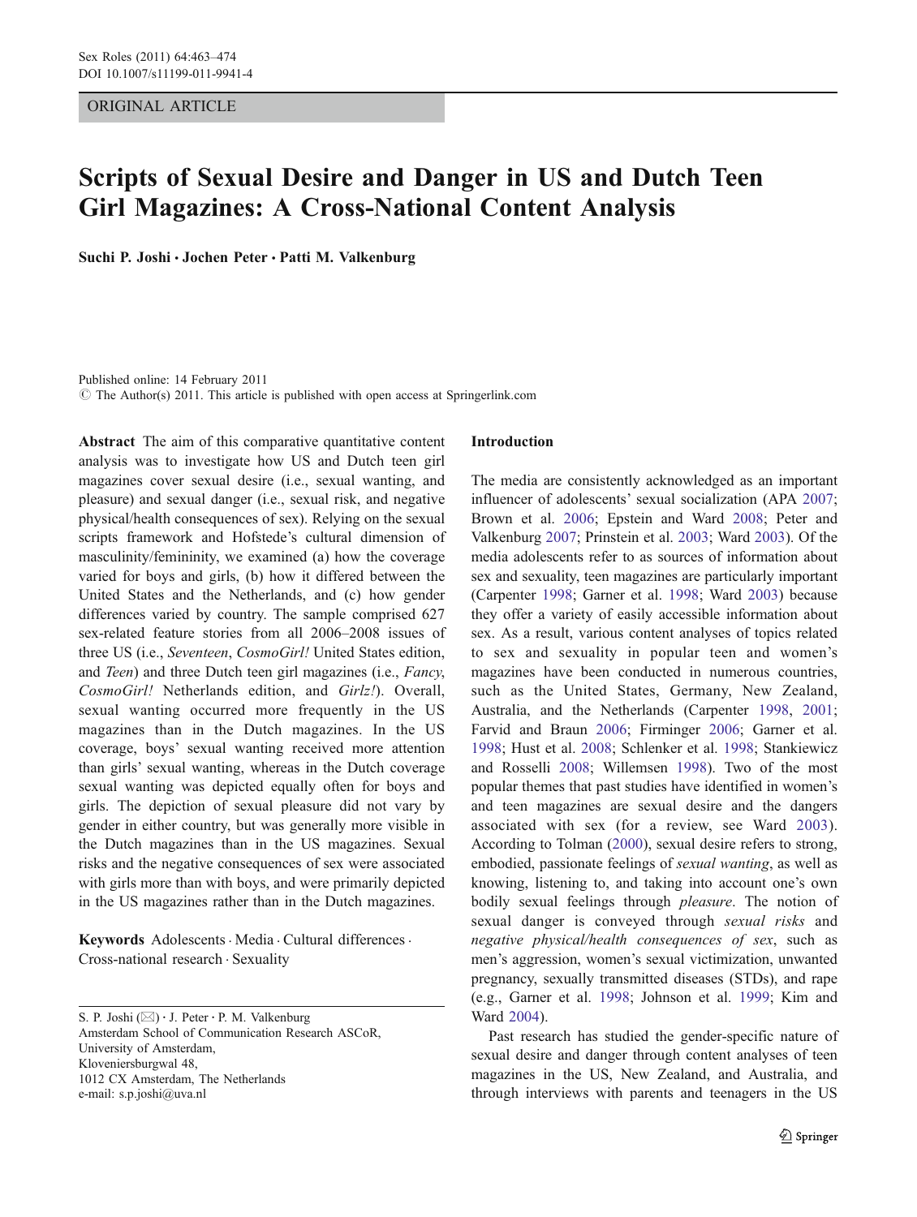ORIGINAL ARTICLE

# Scripts of Sexual Desire and Danger in US and Dutch Teen Girl Magazines: A Cross-National Content Analysis

**Suchi P. Joshi · Jochen Peter · Patti M. Valkenburg**

Published online: 14 February 2011
© The Author(s) 2011. This article is published with open access at Springerlink.com

**Abstract** The aim of this comparative quantitative content analysis was to investigate how US and Dutch teen girl magazines cover sexual desire (i.e., sexual wanting, and pleasure) and sexual danger (i.e., sexual risk, and negative physical/health consequences of sex). Relying on the sexual scripts framework and Hofstede's cultural dimension of masculinity/femininity, we examined (a) how the coverage varied for boys and girls, (b) how it differed between the United States and the Netherlands, and (c) how gender differences varied by country. The sample comprised 627 sex-related feature stories from all 2006–2008 issues of three US (i.e., *Seventeen*, *CosmoGirl!* United States edition, and *Teen*) and three Dutch teen girl magazines (i.e., *Fancy*, *CosmoGirl!* Netherlands edition, and *Girlz!*). Overall, sexual wanting occurred more frequently in the US magazines than in the Dutch magazines. In the US coverage, boys' sexual wanting received more attention than girls' sexual wanting, whereas in the Dutch coverage sexual wanting was depicted equally often for boys and girls. The depiction of sexual pleasure did not vary by gender in either country, but was generally more visible in the Dutch magazines than in the US magazines. Sexual risks and the negative consequences of sex were associated with girls more than with boys, and were primarily depicted in the US magazines rather than in the Dutch magazines.

**Keywords** Adolescents · Media · Cultural differences · Cross-national research · Sexuality

S. P. Joshi (✉) · J. Peter · P. M. Valkenburg
Amsterdam School of Communication Research ASCoR, University of Amsterdam, Kloveniersburgwal 48, 1012 CX Amsterdam, The Netherlands
e-mail: s.p.joshi@uva.nl

## Introduction

The media are consistently acknowledged as an important influencer of adolescents' sexual socialization (APA 2007; Brown et al. 2006; Epstein and Ward 2008; Peter and Valkenburg 2007; Prinstein et al. 2003; Ward 2003). Of the media adolescents refer to as sources of information about sex and sexuality, teen magazines are particularly important (Carpenter 1998; Garner et al. 1998; Ward 2003) because they offer a variety of easily accessible information about sex. As a result, various content analyses of topics related to sex and sexuality in popular teen and women's magazines have been conducted in numerous countries, such as the United States, Germany, New Zealand, Australia, and the Netherlands (Carpenter 1998, 2001; Farvid and Braun 2006; Firminger 2006; Garner et al. 1998; Hust et al. 2008; Schlenker et al. 1998; Stankiewicz and Rosselli 2008; Willemsen 1998). Two of the most popular themes that past studies have identified in women's and teen magazines are sexual desire and the dangers associated with sex (for a review, see Ward 2003). According to Tolman (2000), sexual desire refers to strong, embodied, passionate feelings of *sexual wanting*, as well as knowing, listening to, and taking into account one's own bodily sexual feelings through *pleasure*. The notion of sexual danger is conveyed through *sexual risks* and *negative physical/health consequences of sex*, such as men's aggression, women's sexual victimization, unwanted pregnancy, sexually transmitted diseases (STDs), and rape (e.g., Garner et al. 1998; Johnson et al. 1999; Kim and Ward 2004).

Past research has studied the gender-specific nature of sexual desire and danger through content analyses of teen magazines in the US, New Zealand, and Australia, and through interviews with parents and teenagers in the US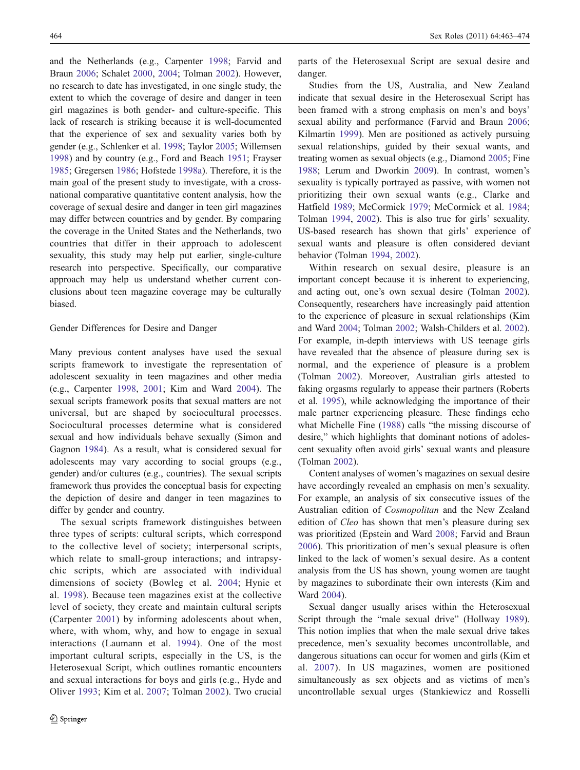and the Netherlands (e.g., Carpenter 1998; Farvid and Braun 2006; Schalet 2000, 2004; Tolman 2002). However, no research to date has investigated, in one single study, the extent to which the coverage of desire and danger in teen girl magazines is both gender- and culture-specific. This lack of research is striking because it is well-documented that the experience of sex and sexuality varies both by gender (e.g., Schlenker et al. 1998; Taylor 2005; Willemsen 1998) and by country (e.g., Ford and Beach 1951; Frayser 1985; Gregersen 1986; Hofstede 1998a). Therefore, it is the main goal of the present study to investigate, with a cross-national comparative quantitative content analysis, how the coverage of sexual desire and danger in teen girl magazines may differ between countries and by gender. By comparing the coverage in the United States and the Netherlands, two countries that differ in their approach to adolescent sexuality, this study may help put earlier, single-culture research into perspective. Specifically, our comparative approach may help us understand whether current conclusions about teen magazine coverage may be culturally biased.

## Gender Differences for Desire and Danger

Many previous content analyses have used the sexual scripts framework to investigate the representation of adolescent sexuality in teen magazines and other media (e.g., Carpenter 1998, 2001; Kim and Ward 2004). The sexual scripts framework posits that sexual matters are not universal, but are shaped by sociocultural processes. Sociocultural processes determine what is considered sexual and how individuals behave sexually (Simon and Gagnon 1984). As a result, what is considered sexual for adolescents may vary according to social groups (e.g., gender) and/or cultures (e.g., countries). The sexual scripts framework thus provides the conceptual basis for expecting the depiction of desire and danger in teen magazines to differ by gender and country.

The sexual scripts framework distinguishes between three types of scripts: cultural scripts, which correspond to the collective level of society; interpersonal scripts, which relate to small-group interactions; and intrapsychic scripts, which are associated with individual dimensions of society (Bowleg et al. 2004; Hynie et al. 1998). Because teen magazines exist at the collective level of society, they create and maintain cultural scripts (Carpenter 2001) by informing adolescents about when, where, with whom, why, and how to engage in sexual interactions (Laumann et al. 1994). One of the most important cultural scripts, especially in the US, is the Heterosexual Script, which outlines romantic encounters and sexual interactions for boys and girls (e.g., Hyde and Oliver 1993; Kim et al. 2007; Tolman 2002). Two crucial parts of the Heterosexual Script are sexual desire and danger.

Studies from the US, Australia, and New Zealand indicate that sexual desire in the Heterosexual Script has been framed with a strong emphasis on men's and boys' sexual ability and performance (Farvid and Braun 2006; Kilmartin 1999). Men are positioned as actively pursuing sexual relationships, guided by their sexual wants, and treating women as sexual objects (e.g., Diamond 2005; Fine 1988; Lerum and Dworkin 2009). In contrast, women's sexuality is typically portrayed as passive, with women not prioritizing their own sexual wants (e.g., Clarke and Hatfield 1989; McCormick 1979; McCormick et al. 1984; Tolman 1994, 2002). This is also true for girls' sexuality. US-based research has shown that girls' experience of sexual wants and pleasure is often considered deviant behavior (Tolman 1994, 2002).

Within research on sexual desire, pleasure is an important concept because it is inherent to experiencing, and acting out, one's own sexual desire (Tolman 2002). Consequently, researchers have increasingly paid attention to the experience of pleasure in sexual relationships (Kim and Ward 2004; Tolman 2002; Walsh-Childers et al. 2002). For example, in-depth interviews with US teenage girls have revealed that the absence of pleasure during sex is normal, and the experience of pleasure is a problem (Tolman 2002). Moreover, Australian girls attested to faking orgasms regularly to appease their partners (Roberts et al. 1995), while acknowledging the importance of their male partner experiencing pleasure. These findings echo what Michelle Fine (1988) calls "the missing discourse of desire," which highlights that dominant notions of adolescent sexuality often avoid girls' sexual wants and pleasure (Tolman 2002).

Content analyses of women's magazines on sexual desire have accordingly revealed an emphasis on men's sexuality. For example, an analysis of six consecutive issues of the Australian edition of *Cosmopolitan* and the New Zealand edition of *Cleo* has shown that men's pleasure during sex was prioritized (Epstein and Ward 2008; Farvid and Braun 2006). This prioritization of men's sexual pleasure is often linked to the lack of women's sexual desire. As a content analysis from the US has shown, young women are taught by magazines to subordinate their own interests (Kim and Ward 2004).

Sexual danger usually arises within the Heterosexual Script through the "male sexual drive" (Hollway 1989). This notion implies that when the male sexual drive takes precedence, men's sexuality becomes uncontrollable, and dangerous situations can occur for women and girls (Kim et al. 2007). In US magazines, women are positioned simultaneously as sex objects and as victims of men's uncontrollable sexual urges (Stankiewicz and Rosselli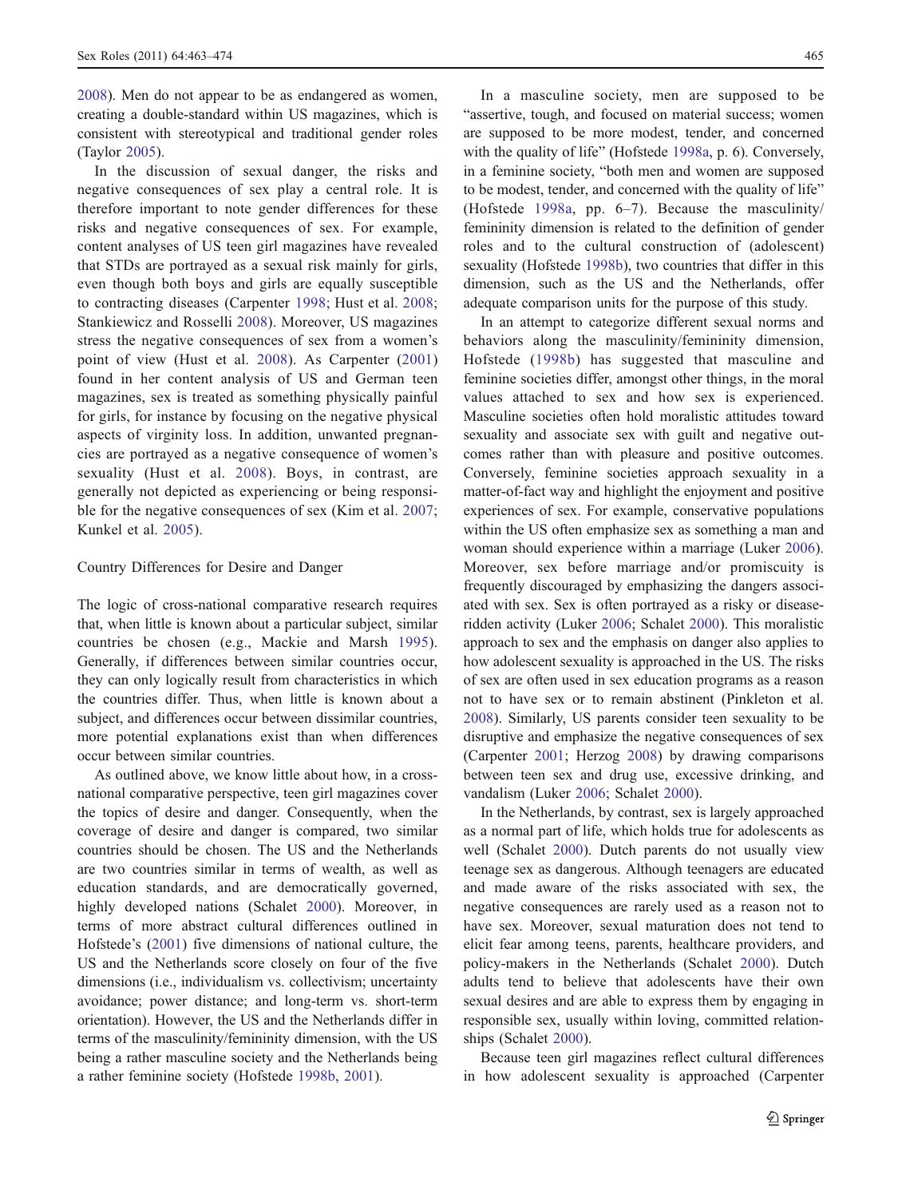2008). Men do not appear to be as endangered as women, creating a double-standard within US magazines, which is consistent with stereotypical and traditional gender roles (Taylor 2005).

In the discussion of sexual danger, the risks and negative consequences of sex play a central role. It is therefore important to note gender differences for these risks and negative consequences of sex. For example, content analyses of US teen girl magazines have revealed that STDs are portrayed as a sexual risk mainly for girls, even though both boys and girls are equally susceptible to contracting diseases (Carpenter 1998; Hust et al. 2008; Stankiewicz and Rosselli 2008). Moreover, US magazines stress the negative consequences of sex from a women's point of view (Hust et al. 2008). As Carpenter (2001) found in her content analysis of US and German teen magazines, sex is treated as something physically painful for girls, for instance by focusing on the negative physical aspects of virginity loss. In addition, unwanted pregnancies are portrayed as a negative consequence of women's sexuality (Hust et al. 2008). Boys, in contrast, are generally not depicted as experiencing or being responsible for the negative consequences of sex (Kim et al. 2007; Kunkel et al. 2005).

## Country Differences for Desire and Danger

The logic of cross-national comparative research requires that, when little is known about a particular subject, similar countries be chosen (e.g., Mackie and Marsh 1995). Generally, if differences between similar countries occur, they can only logically result from characteristics in which the countries differ. Thus, when little is known about a subject, and differences occur between dissimilar countries, more potential explanations exist than when differences occur between similar countries.

As outlined above, we know little about how, in a cross-national comparative perspective, teen girl magazines cover the topics of desire and danger. Consequently, when the coverage of desire and danger is compared, two similar countries should be chosen. The US and the Netherlands are two countries similar in terms of wealth, as well as education standards, and are democratically governed, highly developed nations (Schalet 2000). Moreover, in terms of more abstract cultural differences outlined in Hofstede's (2001) five dimensions of national culture, the US and the Netherlands score closely on four of the five dimensions (i.e., individualism vs. collectivism; uncertainty avoidance; power distance; and long-term vs. short-term orientation). However, the US and the Netherlands differ in terms of the masculinity/femininity dimension, with the US being a rather masculine society and the Netherlands being a rather feminine society (Hofstede 1998b, 2001).

In a masculine society, men are supposed to be "assertive, tough, and focused on material success; women are supposed to be more modest, tender, and concerned with the quality of life" (Hofstede 1998a, p. 6). Conversely, in a feminine society, "both men and women are supposed to be modest, tender, and concerned with the quality of life" (Hofstede 1998a, pp. 6–7). Because the masculinity/femininity dimension is related to the definition of gender roles and to the cultural construction of (adolescent) sexuality (Hofstede 1998b), two countries that differ in this dimension, such as the US and the Netherlands, offer adequate comparison units for the purpose of this study.

In an attempt to categorize different sexual norms and behaviors along the masculinity/femininity dimension, Hofstede (1998b) has suggested that masculine and feminine societies differ, amongst other things, in the moral values attached to sex and how sex is experienced. Masculine societies often hold moralistic attitudes toward sexuality and associate sex with guilt and negative outcomes rather than with pleasure and positive outcomes. Conversely, feminine societies approach sexuality in a matter-of-fact way and highlight the enjoyment and positive experiences of sex. For example, conservative populations within the US often emphasize sex as something a man and woman should experience within a marriage (Luker 2006). Moreover, sex before marriage and/or promiscuity is frequently discouraged by emphasizing the dangers associated with sex. Sex is often portrayed as a risky or disease-ridden activity (Luker 2006; Schalet 2000). This moralistic approach to sex and the emphasis on danger also applies to how adolescent sexuality is approached in the US. The risks of sex are often used in sex education programs as a reason not to have sex or to remain abstinent (Pinkleton et al. 2008). Similarly, US parents consider teen sexuality to be disruptive and emphasize the negative consequences of sex (Carpenter 2001; Herzog 2008) by drawing comparisons between teen sex and drug use, excessive drinking, and vandalism (Luker 2006; Schalet 2000).

In the Netherlands, by contrast, sex is largely approached as a normal part of life, which holds true for adolescents as well (Schalet 2000). Dutch parents do not usually view teenage sex as dangerous. Although teenagers are educated and made aware of the risks associated with sex, the negative consequences are rarely used as a reason not to have sex. Moreover, sexual maturation does not tend to elicit fear among teens, parents, healthcare providers, and policy-makers in the Netherlands (Schalet 2000). Dutch adults tend to believe that adolescents have their own sexual desires and are able to express them by engaging in responsible sex, usually within loving, committed relationships (Schalet 2000).

Because teen girl magazines reflect cultural differences in how adolescent sexuality is approached (Carpenter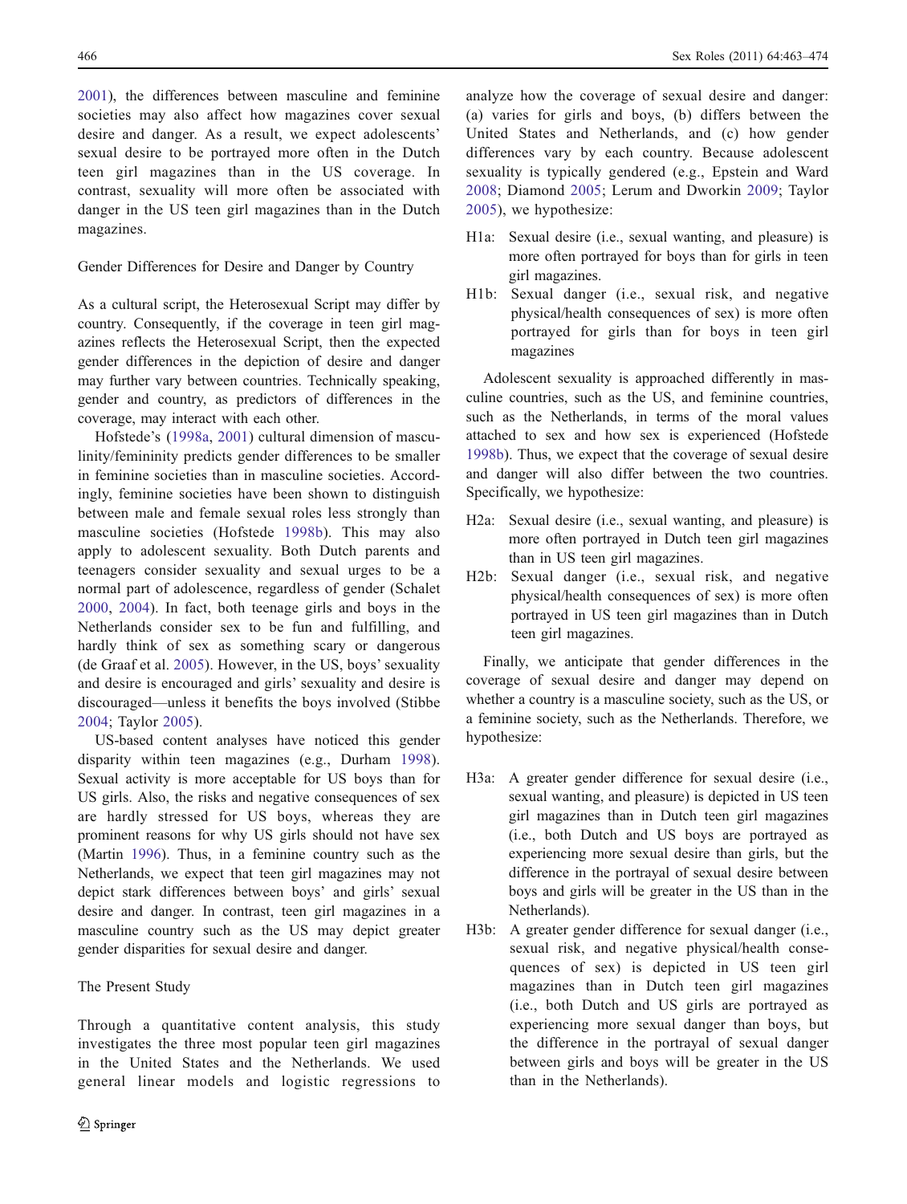2001), the differences between masculine and feminine societies may also affect how magazines cover sexual desire and danger. As a result, we expect adolescents' sexual desire to be portrayed more often in the Dutch teen girl magazines than in the US coverage. In contrast, sexuality will more often be associated with danger in the US teen girl magazines than in the Dutch magazines.

## Gender Differences for Desire and Danger by Country

As a cultural script, the Heterosexual Script may differ by country. Consequently, if the coverage in teen girl magazines reflects the Heterosexual Script, then the expected gender differences in the depiction of desire and danger may further vary between countries. Technically speaking, gender and country, as predictors of differences in the coverage, may interact with each other.

Hofstede's (1998a, 2001) cultural dimension of masculinity/femininity predicts gender differences to be smaller in feminine societies than in masculine societies. Accordingly, feminine societies have been shown to distinguish between male and female sexual roles less strongly than masculine societies (Hofstede 1998b). This may also apply to adolescent sexuality. Both Dutch parents and teenagers consider sexuality and sexual urges to be a normal part of adolescence, regardless of gender (Schalet 2000, 2004). In fact, both teenage girls and boys in the Netherlands consider sex to be fun and fulfilling, and hardly think of sex as something scary or dangerous (de Graaf et al. 2005). However, in the US, boys' sexuality and desire is encouraged and girls' sexuality and desire is discouraged—unless it benefits the boys involved (Stibbe 2004; Taylor 2005).

US-based content analyses have noticed this gender disparity within teen magazines (e.g., Durham 1998). Sexual activity is more acceptable for US boys than for US girls. Also, the risks and negative consequences of sex are hardly stressed for US boys, whereas they are prominent reasons for why US girls should not have sex (Martin 1996). Thus, in a feminine country such as the Netherlands, we expect that teen girl magazines may not depict stark differences between boys' and girls' sexual desire and danger. In contrast, teen girl magazines in a masculine country such as the US may depict greater gender disparities for sexual desire and danger.

## The Present Study

Through a quantitative content analysis, this study investigates the three most popular teen girl magazines in the United States and the Netherlands. We used general linear models and logistic regressions to analyze how the coverage of sexual desire and danger: (a) varies for girls and boys, (b) differs between the United States and Netherlands, and (c) how gender differences vary by each country. Because adolescent sexuality is typically gendered (e.g., Epstein and Ward 2008; Diamond 2005; Lerum and Dworkin 2009; Taylor 2005), we hypothesize:

- H1a: Sexual desire (i.e., sexual wanting, and pleasure) is more often portrayed for boys than for girls in teen girl magazines.
- H1b: Sexual danger (i.e., sexual risk, and negative physical/health consequences of sex) is more often portrayed for girls than for boys in teen girl magazines

Adolescent sexuality is approached differently in masculine countries, such as the US, and feminine countries, such as the Netherlands, in terms of the moral values attached to sex and how sex is experienced (Hofstede 1998b). Thus, we expect that the coverage of sexual desire and danger will also differ between the two countries. Specifically, we hypothesize:

- H2a: Sexual desire (i.e., sexual wanting, and pleasure) is more often portrayed in Dutch teen girl magazines than in US teen girl magazines.
- H2b: Sexual danger (i.e., sexual risk, and negative physical/health consequences of sex) is more often portrayed in US teen girl magazines than in Dutch teen girl magazines.

Finally, we anticipate that gender differences in the coverage of sexual desire and danger may depend on whether a country is a masculine society, such as the US, or a feminine society, such as the Netherlands. Therefore, we hypothesize:

- H3a: A greater gender difference for sexual desire (i.e., sexual wanting, and pleasure) is depicted in US teen girl magazines than in Dutch teen girl magazines (i.e., both Dutch and US boys are portrayed as experiencing more sexual desire than girls, but the difference in the portrayal of sexual desire between boys and girls will be greater in the US than in the Netherlands).
- H3b: A greater gender difference for sexual danger (i.e., sexual risk, and negative physical/health consequences of sex) is depicted in US teen girl magazines than in Dutch teen girl magazines (i.e., both Dutch and US girls are portrayed as experiencing more sexual danger than boys, but the difference in the portrayal of sexual danger between girls and boys will be greater in the US than in the Netherlands).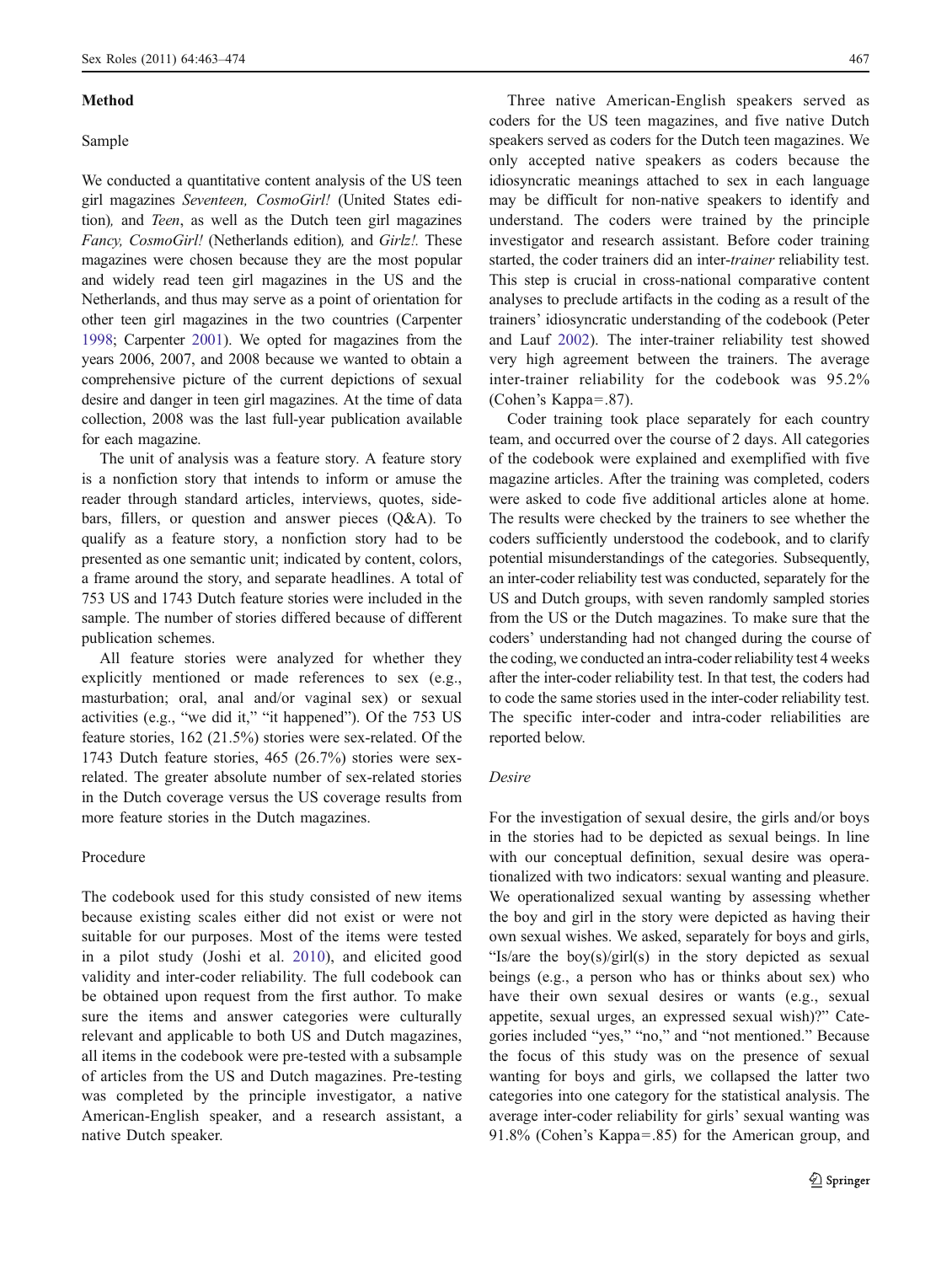## Method

### Sample

We conducted a quantitative content analysis of the US teen girl magazines *Seventeen, CosmoGirl!* (United States edition)*,* and *Teen*, as well as the Dutch teen girl magazines *Fancy, CosmoGirl!* (Netherlands edition)*,* and *Girlz!.* These magazines were chosen because they are the most popular and widely read teen girl magazines in the US and the Netherlands, and thus may serve as a point of orientation for other teen girl magazines in the two countries (Carpenter 1998; Carpenter 2001). We opted for magazines from the years 2006, 2007, and 2008 because we wanted to obtain a comprehensive picture of the current depictions of sexual desire and danger in teen girl magazines. At the time of data collection, 2008 was the last full-year publication available for each magazine.

The unit of analysis was a feature story. A feature story is a nonfiction story that intends to inform or amuse the reader through standard articles, interviews, quotes, sidebars, fillers, or question and answer pieces (Q&A). To qualify as a feature story, a nonfiction story had to be presented as one semantic unit; indicated by content, colors, a frame around the story, and separate headlines. A total of 753 US and 1743 Dutch feature stories were included in the sample. The number of stories differed because of different publication schemes.

All feature stories were analyzed for whether they explicitly mentioned or made references to sex (e.g., masturbation; oral, anal and/or vaginal sex) or sexual activities (e.g., "we did it," "it happened"). Of the 753 US feature stories, 162 (21.5%) stories were sex-related. Of the 1743 Dutch feature stories, 465 (26.7%) stories were sex-related. The greater absolute number of sex-related stories in the Dutch coverage versus the US coverage results from more feature stories in the Dutch magazines.

### Procedure

The codebook used for this study consisted of new items because existing scales either did not exist or were not suitable for our purposes. Most of the items were tested in a pilot study (Joshi et al. 2010), and elicited good validity and inter-coder reliability. The full codebook can be obtained upon request from the first author. To make sure the items and answer categories were culturally relevant and applicable to both US and Dutch magazines, all items in the codebook were pre-tested with a subsample of articles from the US and Dutch magazines. Pre-testing was completed by the principle investigator, a native American-English speaker, and a research assistant, a native Dutch speaker.

Three native American-English speakers served as coders for the US teen magazines, and five native Dutch speakers served as coders for the Dutch teen magazines. We only accepted native speakers as coders because the idiosyncratic meanings attached to sex in each language may be difficult for non-native speakers to identify and understand. The coders were trained by the principle investigator and research assistant. Before coder training started, the coder trainers did an inter-*trainer* reliability test. This step is crucial in cross-national comparative content analyses to preclude artifacts in the coding as a result of the trainers' idiosyncratic understanding of the codebook (Peter and Lauf 2002). The inter-trainer reliability test showed very high agreement between the trainers. The average inter-trainer reliability for the codebook was 95.2% (Cohen's Kappa=.87).

Coder training took place separately for each country team, and occurred over the course of 2 days. All categories of the codebook were explained and exemplified with five magazine articles. After the training was completed, coders were asked to code five additional articles alone at home. The results were checked by the trainers to see whether the coders sufficiently understood the codebook, and to clarify potential misunderstandings of the categories. Subsequently, an inter-coder reliability test was conducted, separately for the US and Dutch groups, with seven randomly sampled stories from the US or the Dutch magazines. To make sure that the coders' understanding had not changed during the course of the coding, we conducted an intra-coder reliability test 4 weeks after the inter-coder reliability test. In that test, the coders had to code the same stories used in the inter-coder reliability test. The specific inter-coder and intra-coder reliabilities are reported below.

### *Desire*

For the investigation of sexual desire, the girls and/or boys in the stories had to be depicted as sexual beings. In line with our conceptual definition, sexual desire was operationalized with two indicators: sexual wanting and pleasure. We operationalized sexual wanting by assessing whether the boy and girl in the story were depicted as having their own sexual wishes. We asked, separately for boys and girls, "Is/are the boy(s)/girl(s) in the story depicted as sexual beings (e.g., a person who has or thinks about sex) who have their own sexual desires or wants (e.g., sexual appetite, sexual urges, an expressed sexual wish)?" Categories included "yes," "no," and "not mentioned." Because the focus of this study was on the presence of sexual wanting for boys and girls, we collapsed the latter two categories into one category for the statistical analysis. The average inter-coder reliability for girls' sexual wanting was 91.8% (Cohen's Kappa=.85) for the American group, and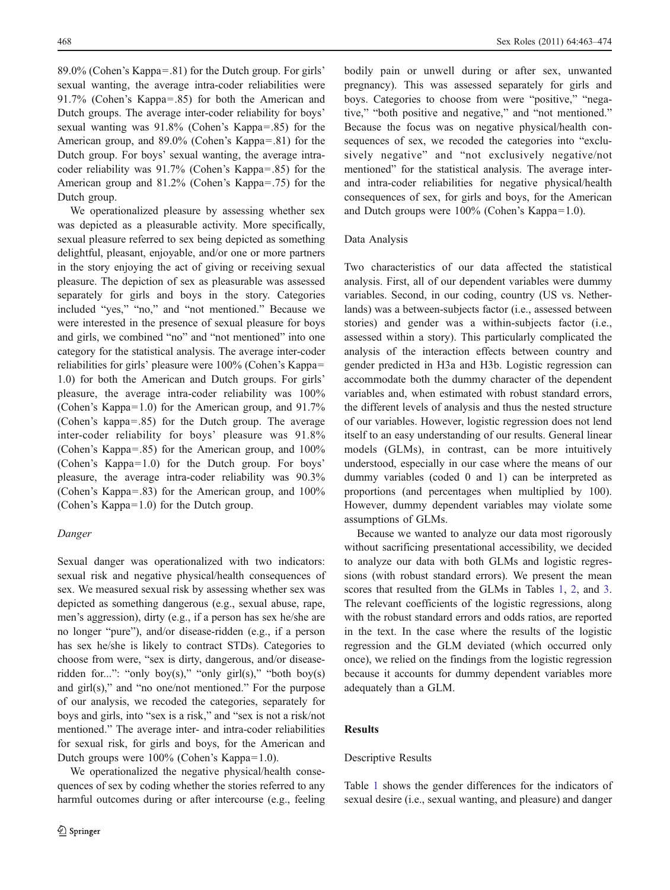89.0% (Cohen's Kappa=.81) for the Dutch group. For girls' sexual wanting, the average intra-coder reliabilities were 91.7% (Cohen's Kappa=.85) for both the American and Dutch groups. The average inter-coder reliability for boys' sexual wanting was 91.8% (Cohen's Kappa=.85) for the American group, and 89.0% (Cohen's Kappa=.81) for the Dutch group. For boys' sexual wanting, the average intra-coder reliability was 91.7% (Cohen's Kappa=.85) for the American group and 81.2% (Cohen's Kappa=.75) for the Dutch group.

We operationalized pleasure by assessing whether sex was depicted as a pleasurable activity. More specifically, sexual pleasure referred to sex being depicted as something delightful, pleasant, enjoyable, and/or one or more partners in the story enjoying the act of giving or receiving sexual pleasure. The depiction of sex as pleasurable was assessed separately for girls and boys in the story. Categories included "yes," "no," and "not mentioned." Because we were interested in the presence of sexual pleasure for boys and girls, we combined "no" and "not mentioned" into one category for the statistical analysis. The average inter-coder reliabilities for girls' pleasure were 100% (Cohen's Kappa= 1.0) for both the American and Dutch groups. For girls' pleasure, the average intra-coder reliability was 100% (Cohen's Kappa=1.0) for the American group, and 91.7% (Cohen's kappa=.85) for the Dutch group. The average inter-coder reliability for boys' pleasure was 91.8% (Cohen's Kappa=.85) for the American group, and 100% (Cohen's Kappa=1.0) for the Dutch group. For boys' pleasure, the average intra-coder reliability was 90.3% (Cohen's Kappa=.83) for the American group, and 100% (Cohen's Kappa=1.0) for the Dutch group.

*Danger*

Sexual danger was operationalized with two indicators: sexual risk and negative physical/health consequences of sex. We measured sexual risk by assessing whether sex was depicted as something dangerous (e.g., sexual abuse, rape, men's aggression), dirty (e.g., if a person has sex he/she are no longer "pure"), and/or disease-ridden (e.g., if a person has sex he/she is likely to contract STDs). Categories to choose from were, "sex is dirty, dangerous, and/or disease-ridden for...": "only boy(s)," "only girl(s)," "both boy(s) and girl(s)," and "no one/not mentioned." For the purpose of our analysis, we recoded the categories, separately for boys and girls, into "sex is a risk," and "sex is not a risk/not mentioned." The average inter- and intra-coder reliabilities for sexual risk, for girls and boys, for the American and Dutch groups were 100% (Cohen's Kappa=1.0).

We operationalized the negative physical/health consequences of sex by coding whether the stories referred to any harmful outcomes during or after intercourse (e.g., feeling bodily pain or unwell during or after sex, unwanted pregnancy). This was assessed separately for girls and boys. Categories to choose from were "positive," "negative," "both positive and negative," and "not mentioned." Because the focus was on negative physical/health consequences of sex, we recoded the categories into "exclusively negative" and "not exclusively negative/not mentioned" for the statistical analysis. The average inter- and intra-coder reliabilities for negative physical/health consequences of sex, for girls and boys, for the American and Dutch groups were 100% (Cohen's Kappa=1.0).

### Data Analysis

Two characteristics of our data affected the statistical analysis. First, all of our dependent variables were dummy variables. Second, in our coding, country (US vs. Netherlands) was a between-subjects factor (i.e., assessed between stories) and gender was a within-subjects factor (i.e., assessed within a story). This particularly complicated the analysis of the interaction effects between country and gender predicted in H3a and H3b. Logistic regression can accommodate both the dummy character of the dependent variables and, when estimated with robust standard errors, the different levels of analysis and thus the nested structure of our variables. However, logistic regression does not lend itself to an easy understanding of our results. General linear models (GLMs), in contrast, can be more intuitively understood, especially in our case where the means of our dummy variables (coded 0 and 1) can be interpreted as proportions (and percentages when multiplied by 100). However, dummy dependent variables may violate some assumptions of GLMs.

Because we wanted to analyze our data most rigorously without sacrificing presentational accessibility, we decided to analyze our data with both GLMs and logistic regressions (with robust standard errors). We present the mean scores that resulted from the GLMs in Tables 1, 2, and 3. The relevant coefficients of the logistic regressions, along with the robust standard errors and odds ratios, are reported in the text. In the case where the results of the logistic regression and the GLM deviated (which occurred only once), we relied on the findings from the logistic regression because it accounts for dummy dependent variables more adequately than a GLM.

## Results

### Descriptive Results

Table 1 shows the gender differences for the indicators of sexual desire (i.e., sexual wanting, and pleasure) and danger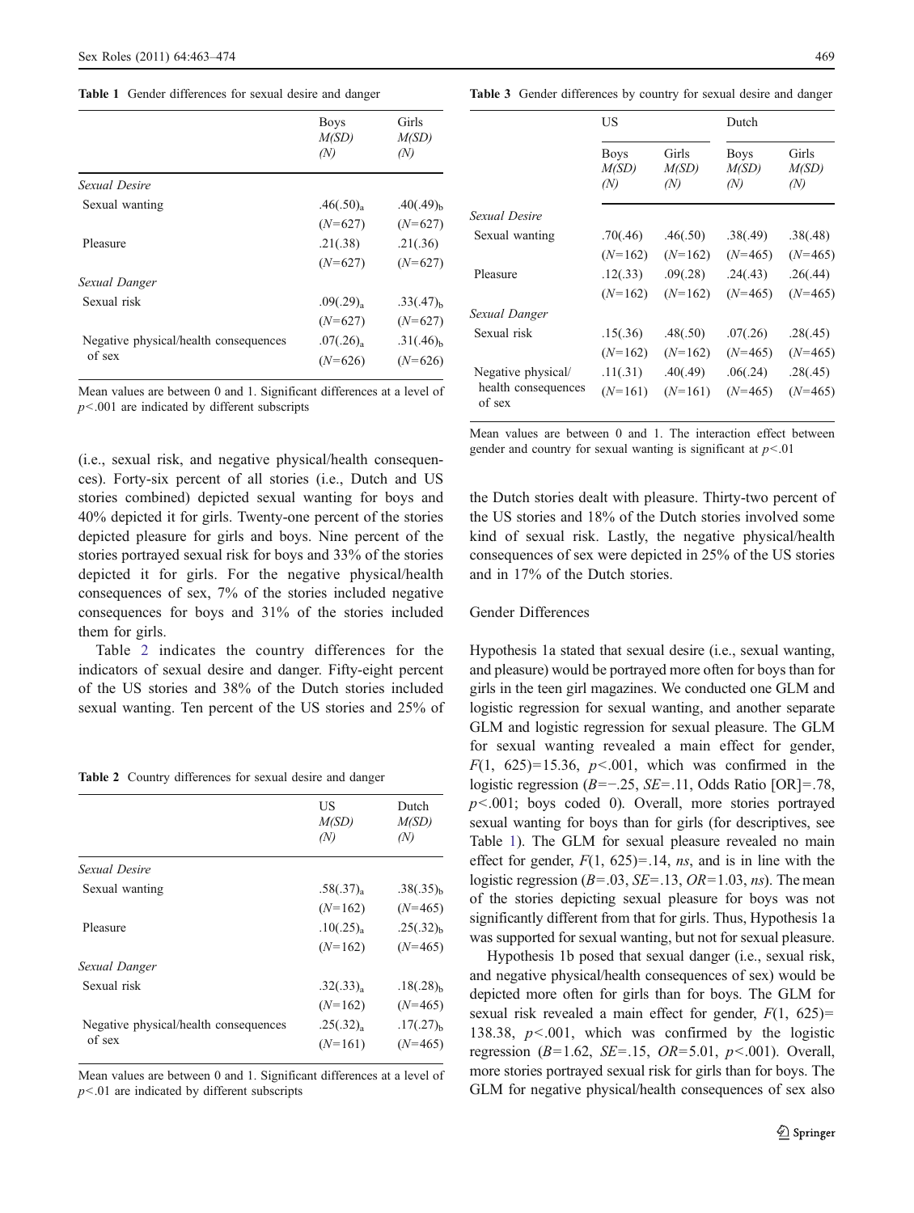**Table 1** Gender differences for sexual desire and danger

| | Boys *M(SD)* *(N)* | Girls *M(SD)* *(N)* |
|---|---|---|
| *Sexual Desire* | | |
| Sexual wanting | $.46(.50)_a$ | $.40(.49)_b$ |
| | (*N*=627) | (*N*=627) |
| Pleasure | .21(.38) | .21(.36) |
| | (*N*=627) | (*N*=627) |
| *Sexual Danger* | | |
| Sexual risk | $.09(.29)_a$ | $.33(.47)_b$ |
| | (*N*=627) | (*N*=627) |
| Negative physical/health consequences of sex | $.07(.26)_a$ | $.31(.46)_b$ |
| | (*N*=626) | (*N*=626) |

Mean values are between 0 and 1. Significant differences at a level of $p<.001$ are indicated by different subscripts

(i.e., sexual risk, and negative physical/health consequences). Forty-six percent of all stories (i.e., Dutch and US stories combined) depicted sexual wanting for boys and 40% depicted it for girls. Twenty-one percent of the stories depicted pleasure for girls and boys. Nine percent of the stories portrayed sexual risk for boys and 33% of the stories depicted it for girls. For the negative physical/health consequences of sex, 7% of the stories included negative consequences for boys and 31% of the stories included them for girls.

Table 2 indicates the country differences for the indicators of sexual desire and danger. Fifty-eight percent of the US stories and 38% of the Dutch stories included sexual wanting. Ten percent of the US stories and 25% of the Dutch stories dealt with pleasure. Thirty-two percent of the US stories and 18% of the Dutch stories involved some kind of sexual risk. Lastly, the negative physical/health consequences of sex were depicted in 25% of the US stories and in 17% of the Dutch stories.

**Table 2** Country differences for sexual desire and danger

| | US *M(SD)* *(N)* | Dutch *M(SD)* *(N)* |
|---|---|---|
| *Sexual Desire* | | |
| Sexual wanting | $.58(.37)_a$ | $.38(.35)_b$ |
| | (*N*=162) | (*N*=465) |
| Pleasure | $.10(.25)_a$ | $.25(.32)_b$ |
| | (*N*=162) | (*N*=465) |
| *Sexual Danger* | | |
| Sexual risk | $.32(.33)_a$ | $.18(.28)_b$ |
| | (*N*=162) | (*N*=465) |
| Negative physical/health consequences of sex | $.25(.32)_a$ | $.17(.27)_b$ |
| | (*N*=161) | (*N*=465) |

Mean values are between 0 and 1. Significant differences at a level of $p<.01$ are indicated by different subscripts

**Table 3** Gender differences by country for sexual desire and danger

| | US | | Dutch | |
|---|---|---|---|---|
| | Boys *M(SD)* *(N)* | Girls *M(SD)* *(N)* | Boys *M(SD)* *(N)* | Girls *M(SD)* *(N)* |
| *Sexual Desire* | | | | |
| Sexual wanting | .70(.46) | .46(.50) | .38(.49) | .38(.48) |
| | (*N*=162) | (*N*=162) | (*N*=465) | (*N*=465) |
| Pleasure | .12(.33) | .09(.28) | .24(.43) | .26(.44) |
| | (*N*=162) | (*N*=162) | (*N*=465) | (*N*=465) |
| *Sexual Danger* | | | | |
| Sexual risk | .15(.36) | .48(.50) | .07(.26) | .28(.45) |
| | (*N*=162) | (*N*=162) | (*N*=465) | (*N*=465) |
| Negative physical/ health consequences of sex | .11(.31) | .40(.49) | .06(.24) | .28(.45) |
| | (*N*=161) | (*N*=161) | (*N*=465) | (*N*=465) |

Mean values are between 0 and 1. The interaction effect between gender and country for sexual wanting is significant at $p<.01$

## Gender Differences

Hypothesis 1a stated that sexual desire (i.e., sexual wanting, and pleasure) would be portrayed more often for boys than for girls in the teen girl magazines. We conducted one GLM and logistic regression for sexual wanting, and another separate GLM and logistic regression for sexual pleasure. The GLM for sexual wanting revealed a main effect for gender, $F(1,\ 625)=15.36$, $p<.001$, which was confirmed in the logistic regression ($B=-.25$, $SE=.11$, Odds Ratio [OR]=.78, $p<.001$; boys coded 0). Overall, more stories portrayed sexual wanting for boys than for girls (for descriptives, see Table 1). The GLM for sexual pleasure revealed no main effect for gender, $F(1,\ 625)=.14$, *ns*, and is in line with the logistic regression ($B=.03$, $SE=.13$, $OR=1.03$, *ns*). The mean of the stories depicting sexual pleasure for boys was not significantly different from that for girls. Thus, Hypothesis 1a was supported for sexual wanting, but not for sexual pleasure.

Hypothesis 1b posed that sexual danger (i.e., sexual risk, and negative physical/health consequences of sex) would be depicted more often for girls than for boys. The GLM for sexual risk revealed a main effect for gender, $F(1,\ 625)=138.38$, $p<.001$, which was confirmed by the logistic regression ($B=1.62$, $SE=.15$, $OR=5.01$, $p<.001$). Overall, more stories portrayed sexual risk for girls than for boys. The GLM for negative physical/health consequences of sex also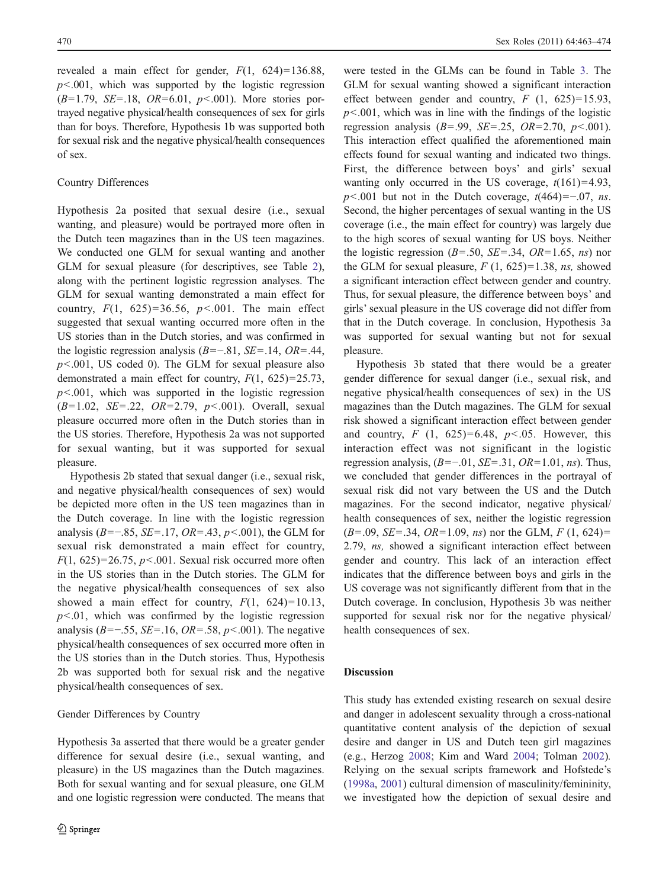revealed a main effect for gender, $F(1, 624)=136.88$, $p<.001$, which was supported by the logistic regression ($B=1.79$, $SE=.18$, $OR=6.01$, $p<.001$). More stories portrayed negative physical/health consequences of sex for girls than for boys. Therefore, Hypothesis 1b was supported both for sexual risk and the negative physical/health consequences of sex.

### Country Differences

Hypothesis 2a posited that sexual desire (i.e., sexual wanting, and pleasure) would be portrayed more often in the Dutch teen magazines than in the US teen magazines. We conducted one GLM for sexual wanting and another GLM for sexual pleasure (for descriptives, see Table 2), along with the pertinent logistic regression analyses. The GLM for sexual wanting demonstrated a main effect for country, $F(1, 625)=36.56$, $p<.001$. The main effect suggested that sexual wanting occurred more often in the US stories than in the Dutch stories, and was confirmed in the logistic regression analysis ($B=-.81$, $SE=.14$, $OR=.44$, $p<.001$, US coded 0). The GLM for sexual pleasure also demonstrated a main effect for country, $F(1, 625)=25.73$, $p<.001$, which was supported in the logistic regression ($B=1.02$, $SE=.22$, $OR=2.79$, $p<.001$). Overall, sexual pleasure occurred more often in the Dutch stories than in the US stories. Therefore, Hypothesis 2a was not supported for sexual wanting, but it was supported for sexual pleasure.

Hypothesis 2b stated that sexual danger (i.e., sexual risk, and negative physical/health consequences of sex) would be depicted more often in the US teen magazines than in the Dutch coverage. In line with the logistic regression analysis ($B=-.85$, $SE=.17$, $OR=.43$, $p<.001$), the GLM for sexual risk demonstrated a main effect for country, $F(1, 625)=26.75$, $p<.001$. Sexual risk occurred more often in the US stories than in the Dutch stories. The GLM for the negative physical/health consequences of sex also showed a main effect for country, $F(1, 624)=10.13$, $p<.01$, which was confirmed by the logistic regression analysis ($B=-.55$, $SE=.16$, $OR=.58$, $p<.001$). The negative physical/health consequences of sex occurred more often in the US stories than in the Dutch stories. Thus, Hypothesis 2b was supported both for sexual risk and the negative physical/health consequences of sex.

### Gender Differences by Country

Hypothesis 3a asserted that there would be a greater gender difference for sexual desire (i.e., sexual wanting, and pleasure) in the US magazines than the Dutch magazines. Both for sexual wanting and for sexual pleasure, one GLM and one logistic regression were conducted. The means that were tested in the GLMs can be found in Table 3. The GLM for sexual wanting showed a significant interaction effect between gender and country, $F(1, 625)=15.93$, $p<.001$, which was in line with the findings of the logistic regression analysis ($B=.99$, $SE=.25$, $OR=2.70$, $p<.001$). This interaction effect qualified the aforementioned main effects found for sexual wanting and indicated two things. First, the difference between boys' and girls' sexual wanting only occurred in the US coverage, $t(161)=4.93$, $p<.001$ but not in the Dutch coverage, $t(464)=-.07$, *ns*. Second, the higher percentages of sexual wanting in the US coverage (i.e., the main effect for country) was largely due to the high scores of sexual wanting for US boys. Neither the logistic regression ($B=.50$, $SE=.34$, $OR=1.65$, *ns*) nor the GLM for sexual pleasure, $F(1, 625)=1.38$, *ns,* showed a significant interaction effect between gender and country. Thus, for sexual pleasure, the difference between boys' and girls' sexual pleasure in the US coverage did not differ from that in the Dutch coverage. In conclusion, Hypothesis 3a was supported for sexual wanting but not for sexual pleasure.

Hypothesis 3b stated that there would be a greater gender difference for sexual danger (i.e., sexual risk, and negative physical/health consequences of sex) in the US magazines than the Dutch magazines. The GLM for sexual risk showed a significant interaction effect between gender and country, $F(1, 625)=6.48$, $p<.05$. However, this interaction effect was not significant in the logistic regression analysis, ($B=-.01$, $SE=.31$, $OR=1.01$, *ns*). Thus, we concluded that gender differences in the portrayal of sexual risk did not vary between the US and the Dutch magazines. For the second indicator, negative physical/health consequences of sex, neither the logistic regression ($B=.09$, $SE=.34$, $OR=1.09$, *ns*) nor the GLM, $F(1, 624)=2.79$, *ns,* showed a significant interaction effect between gender and country. This lack of an interaction effect indicates that the difference between boys and girls in the US coverage was not significantly different from that in the Dutch coverage. In conclusion, Hypothesis 3b was neither supported for sexual risk nor for the negative physical/health consequences of sex.

## Discussion

This study has extended existing research on sexual desire and danger in adolescent sexuality through a cross-national quantitative content analysis of the depiction of sexual desire and danger in US and Dutch teen girl magazines (e.g., Herzog 2008; Kim and Ward 2004; Tolman 2002). Relying on the sexual scripts framework and Hofstede's (1998a, 2001) cultural dimension of masculinity/femininity, we investigated how the depiction of sexual desire and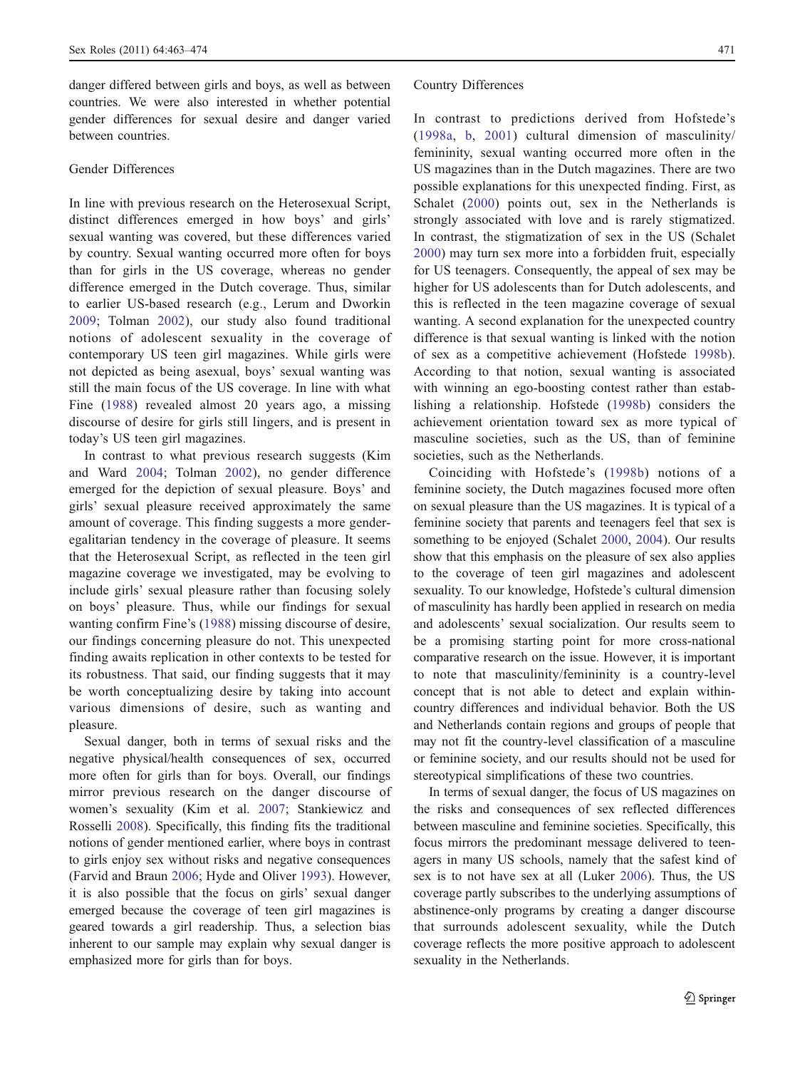danger differed between girls and boys, as well as between countries. We were also interested in whether potential gender differences for sexual desire and danger varied between countries.

### Gender Differences

In line with previous research on the Heterosexual Script, distinct differences emerged in how boys' and girls' sexual wanting was covered, but these differences varied by country. Sexual wanting occurred more often for boys than for girls in the US coverage, whereas no gender difference emerged in the Dutch coverage. Thus, similar to earlier US-based research (e.g., Lerum and Dworkin 2009; Tolman 2002), our study also found traditional notions of adolescent sexuality in the coverage of contemporary US teen girl magazines. While girls were not depicted as being asexual, boys' sexual wanting was still the main focus of the US coverage. In line with what Fine (1988) revealed almost 20 years ago, a missing discourse of desire for girls still lingers, and is present in today's US teen girl magazines.

In contrast to what previous research suggests (Kim and Ward 2004; Tolman 2002), no gender difference emerged for the depiction of sexual pleasure. Boys' and girls' sexual pleasure received approximately the same amount of coverage. This finding suggests a more gender-egalitarian tendency in the coverage of pleasure. It seems that the Heterosexual Script, as reflected in the teen girl magazine coverage we investigated, may be evolving to include girls' sexual pleasure rather than focusing solely on boys' pleasure. Thus, while our findings for sexual wanting confirm Fine's (1988) missing discourse of desire, our findings concerning pleasure do not. This unexpected finding awaits replication in other contexts to be tested for its robustness. That said, our finding suggests that it may be worth conceptualizing desire by taking into account various dimensions of desire, such as wanting and pleasure.

Sexual danger, both in terms of sexual risks and the negative physical/health consequences of sex, occurred more often for girls than for boys. Overall, our findings mirror previous research on the danger discourse of women's sexuality (Kim et al. 2007; Stankiewicz and Rosselli 2008). Specifically, this finding fits the traditional notions of gender mentioned earlier, where boys in contrast to girls enjoy sex without risks and negative consequences (Farvid and Braun 2006; Hyde and Oliver 1993). However, it is also possible that the focus on girls' sexual danger emerged because the coverage of teen girl magazines is geared towards a girl readership. Thus, a selection bias inherent to our sample may explain why sexual danger is emphasized more for girls than for boys.

### Country Differences

In contrast to predictions derived from Hofstede's (1998a, b, 2001) cultural dimension of masculinity/femininity, sexual wanting occurred more often in the US magazines than in the Dutch magazines. There are two possible explanations for this unexpected finding. First, as Schalet (2000) points out, sex in the Netherlands is strongly associated with love and is rarely stigmatized. In contrast, the stigmatization of sex in the US (Schalet 2000) may turn sex more into a forbidden fruit, especially for US teenagers. Consequently, the appeal of sex may be higher for US adolescents than for Dutch adolescents, and this is reflected in the teen magazine coverage of sexual wanting. A second explanation for the unexpected country difference is that sexual wanting is linked with the notion of sex as a competitive achievement (Hofstede 1998b). According to that notion, sexual wanting is associated with winning an ego-boosting contest rather than establishing a relationship. Hofstede (1998b) considers the achievement orientation toward sex as more typical of masculine societies, such as the US, than of feminine societies, such as the Netherlands.

Coinciding with Hofstede's (1998b) notions of a feminine society, the Dutch magazines focused more often on sexual pleasure than the US magazines. It is typical of a feminine society that parents and teenagers feel that sex is something to be enjoyed (Schalet 2000, 2004). Our results show that this emphasis on the pleasure of sex also applies to the coverage of teen girl magazines and adolescent sexuality. To our knowledge, Hofstede's cultural dimension of masculinity has hardly been applied in research on media and adolescents' sexual socialization. Our results seem to be a promising starting point for more cross-national comparative research on the issue. However, it is important to note that masculinity/femininity is a country-level concept that is not able to detect and explain within-country differences and individual behavior. Both the US and Netherlands contain regions and groups of people that may not fit the country-level classification of a masculine or feminine society, and our results should not be used for stereotypical simplifications of these two countries.

In terms of sexual danger, the focus of US magazines on the risks and consequences of sex reflected differences between masculine and feminine societies. Specifically, this focus mirrors the predominant message delivered to teenagers in many US schools, namely that the safest kind of sex is to not have sex at all (Luker 2006). Thus, the US coverage partly subscribes to the underlying assumptions of abstinence-only programs by creating a danger discourse that surrounds adolescent sexuality, while the Dutch coverage reflects the more positive approach to adolescent sexuality in the Netherlands.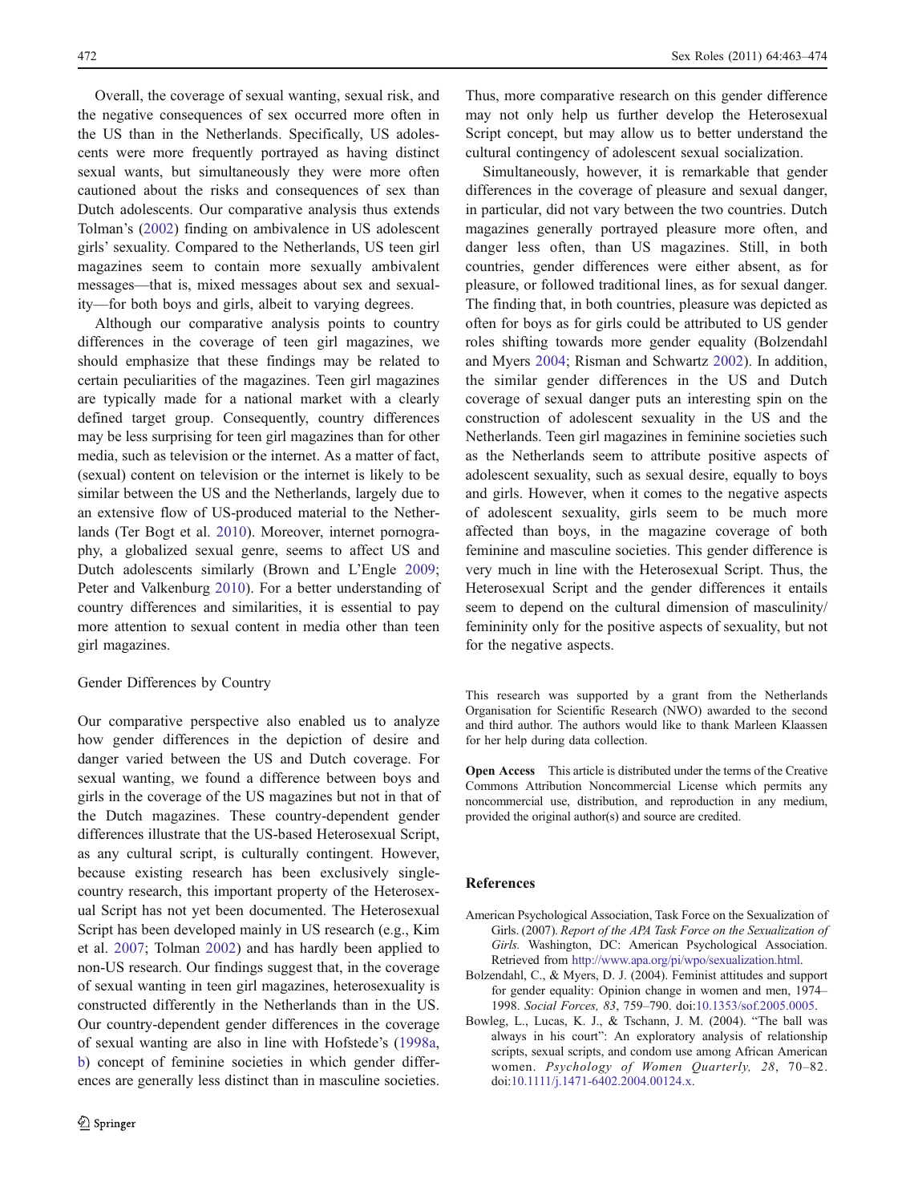Overall, the coverage of sexual wanting, sexual risk, and the negative consequences of sex occurred more often in the US than in the Netherlands. Specifically, US adolescents were more frequently portrayed as having distinct sexual wants, but simultaneously they were more often cautioned about the risks and consequences of sex than Dutch adolescents. Our comparative analysis thus extends Tolman's (2002) finding on ambivalence in US adolescent girls' sexuality. Compared to the Netherlands, US teen girl magazines seem to contain more sexually ambivalent messages—that is, mixed messages about sex and sexuality—for both boys and girls, albeit to varying degrees.

Although our comparative analysis points to country differences in the coverage of teen girl magazines, we should emphasize that these findings may be related to certain peculiarities of the magazines. Teen girl magazines are typically made for a national market with a clearly defined target group. Consequently, country differences may be less surprising for teen girl magazines than for other media, such as television or the internet. As a matter of fact, (sexual) content on television or the internet is likely to be similar between the US and the Netherlands, largely due to an extensive flow of US-produced material to the Netherlands (Ter Bogt et al. 2010). Moreover, internet pornography, a globalized sexual genre, seems to affect US and Dutch adolescents similarly (Brown and L'Engle 2009; Peter and Valkenburg 2010). For a better understanding of country differences and similarities, it is essential to pay more attention to sexual content in media other than teen girl magazines.

### Gender Differences by Country

Our comparative perspective also enabled us to analyze how gender differences in the depiction of desire and danger varied between the US and Dutch coverage. For sexual wanting, we found a difference between boys and girls in the coverage of the US magazines but not in that of the Dutch magazines. These country-dependent gender differences illustrate that the US-based Heterosexual Script, as any cultural script, is culturally contingent. However, because existing research has been exclusively single-country research, this important property of the Heterosexual Script has not yet been documented. The Heterosexual Script has been developed mainly in US research (e.g., Kim et al. 2007; Tolman 2002) and has hardly been applied to non-US research. Our findings suggest that, in the coverage of sexual wanting in teen girl magazines, heterosexuality is constructed differently in the Netherlands than in the US. Our country-dependent gender differences in the coverage of sexual wanting are also in line with Hofstede's (1998a, b) concept of feminine societies in which gender differences are generally less distinct than in masculine societies. Thus, more comparative research on this gender difference may not only help us further develop the Heterosexual Script concept, but may allow us to better understand the cultural contingency of adolescent sexual socialization.

Simultaneously, however, it is remarkable that gender differences in the coverage of pleasure and sexual danger, in particular, did not vary between the two countries. Dutch magazines generally portrayed pleasure more often, and danger less often, than US magazines. Still, in both countries, gender differences were either absent, as for pleasure, or followed traditional lines, as for sexual danger. The finding that, in both countries, pleasure was depicted as often for boys as for girls could be attributed to US gender roles shifting towards more gender equality (Bolzendahl and Myers 2004; Risman and Schwartz 2002). In addition, the similar gender differences in the US and Dutch coverage of sexual danger puts an interesting spin on the construction of adolescent sexuality in the US and the Netherlands. Teen girl magazines in feminine societies such as the Netherlands seem to attribute positive aspects of adolescent sexuality, such as sexual desire, equally to boys and girls. However, when it comes to the negative aspects of adolescent sexuality, girls seem to be much more affected than boys, in the magazine coverage of both feminine and masculine societies. This gender difference is very much in line with the Heterosexual Script. Thus, the Heterosexual Script and the gender differences it entails seem to depend on the cultural dimension of masculinity/femininity only for the positive aspects of sexuality, but not for the negative aspects.

This research was supported by a grant from the Netherlands Organisation for Scientific Research (NWO) awarded to the second and third author. The authors would like to thank Marleen Klaassen for her help during data collection.

**Open Access** This article is distributed under the terms of the Creative Commons Attribution Noncommercial License which permits any noncommercial use, distribution, and reproduction in any medium, provided the original author(s) and source are credited.

## References

American Psychological Association, Task Force on the Sexualization of Girls. (2007). *Report of the APA Task Force on the Sexualization of Girls.* Washington, DC: American Psychological Association. Retrieved from http://www.apa.org/pi/wpo/sexualization.html.

Bolzendahl, C., & Myers, D. J. (2004). Feminist attitudes and support for gender equality: Opinion change in women and men, 1974–1998. *Social Forces, 83*, 759–790. doi:10.1353/sof.2005.0005.

Bowleg, L., Lucas, K. J., & Tschann, J. M. (2004). "The ball was always in his court": An exploratory analysis of relationship scripts, sexual scripts, and condom use among African American women. *Psychology of Women Quarterly, 28*, 70–82. doi:10.1111/j.1471-6402.2004.00124.x.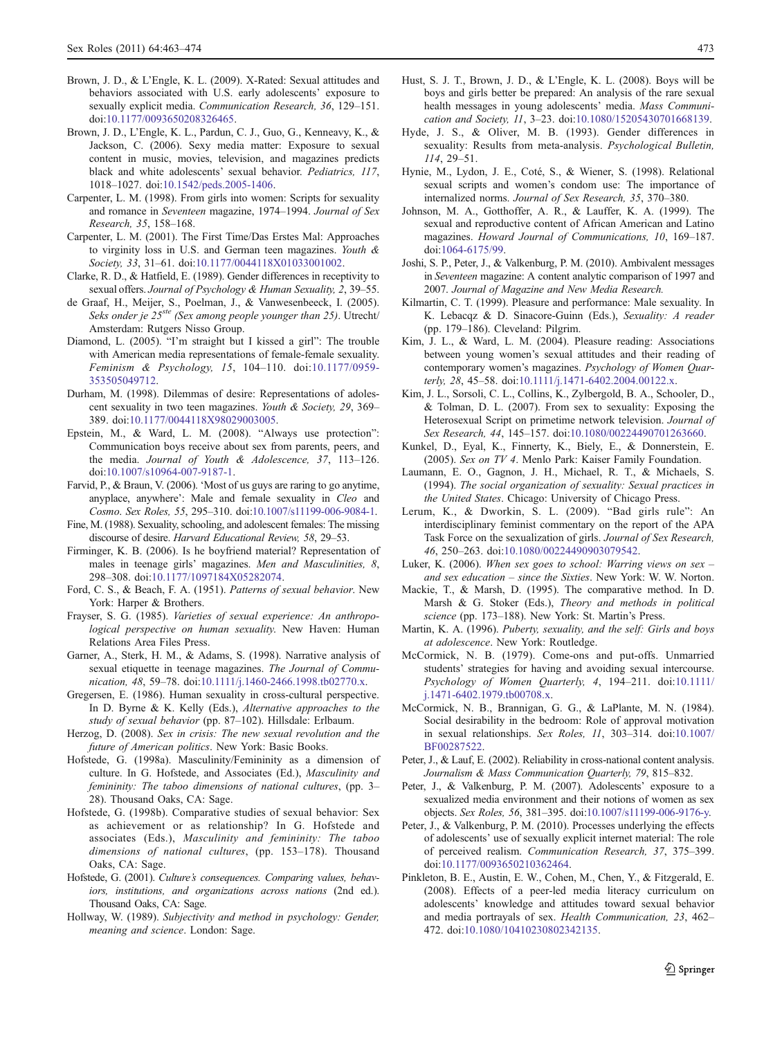Brown, J. D., & L'Engle, K. L. (2009). X-Rated: Sexual attitudes and behaviors associated with U.S. early adolescents' exposure to sexually explicit media. *Communication Research, 36*, 129–151. doi:10.1177/0093650208326465.

Brown, J. D., L'Engle, K. L., Pardun, C. J., Guo, G., Kenneavy, K., & Jackson, C. (2006). Sexy media matter: Exposure to sexual content in music, movies, television, and magazines predicts black and white adolescents' sexual behavior. *Pediatrics, 117*, 1018–1027. doi:10.1542/peds.2005-1406.

Carpenter, L. M. (1998). From girls into women: Scripts for sexuality and romance in *Seventeen* magazine, 1974–1994. *Journal of Sex Research, 35*, 158–168.

Carpenter, L. M. (2001). The First Time/Das Erstes Mal: Approaches to virginity loss in U.S. and German teen magazines. *Youth & Society, 33*, 31–61. doi:10.1177/0044118X01033001002.

Clarke, R. D., & Hatfield, E. (1989). Gender differences in receptivity to sexual offers. *Journal of Psychology & Human Sexuality, 2*, 39–55.

de Graaf, H., Meijer, S., Poelman, J., & Vanwesenbeeck, I. (2005). *Seks onder je 25ste (Sex among people younger than 25)*. Utrecht/Amsterdam: Rutgers Nisso Group.

Diamond, L. (2005). "I'm straight but I kissed a girl": The trouble with American media representations of female-female sexuality. *Feminism & Psychology, 15*, 104–110. doi:10.1177/0959-353505049712.

Durham, M. (1998). Dilemmas of desire: Representations of adolescent sexuality in two teen magazines. *Youth & Society, 29*, 369–389. doi:10.1177/0044118X98029003005.

Epstein, M., & Ward, L. M. (2008). "Always use protection": Communication boys receive about sex from parents, peers, and the media. *Journal of Youth & Adolescence, 37*, 113–126. doi:10.1007/s10964-007-9187-1.

Farvid, P., & Braun, V. (2006). 'Most of us guys are raring to go anytime, anyplace, anywhere': Male and female sexuality in *Cleo* and *Cosmo*. *Sex Roles, 55*, 295–310. doi:10.1007/s11199-006-9084-1.

Fine, M. (1988). Sexuality, schooling, and adolescent females: The missing discourse of desire. *Harvard Educational Review, 58*, 29–53.

Firminger, K. B. (2006). Is he boyfriend material? Representation of males in teenage girls' magazines. *Men and Masculinities, 8*, 298–308. doi:10.1177/1097184X05282074.

Ford, C. S., & Beach, F. A. (1951). *Patterns of sexual behavior*. New York: Harper & Brothers.

Frayser, S. G. (1985). *Varieties of sexual experience: An anthropological perspective on human sexuality*. New Haven: Human Relations Area Files Press.

Garner, A., Sterk, H. M., & Adams, S. (1998). Narrative analysis of sexual etiquette in teenage magazines. *The Journal of Communication, 48*, 59–78. doi:10.1111/j.1460-2466.1998.tb02770.x.

Gregersen, E. (1986). Human sexuality in cross-cultural perspective. In D. Byrne & K. Kelly (Eds.), *Alternative approaches to the study of sexual behavior* (pp. 87–102). Hillsdale: Erlbaum.

Herzog, D. (2008). *Sex in crisis: The new sexual revolution and the future of American politics*. New York: Basic Books.

Hofstede, G. (1998a). Masculinity/Femininity as a dimension of culture. In G. Hofstede, and Associates (Ed.), *Masculinity and femininity: The taboo dimensions of national cultures*, (pp. 3–28). Thousand Oaks, CA: Sage.

Hofstede, G. (1998b). Comparative studies of sexual behavior: Sex as achievement or as relationship? In G. Hofstede and associates (Eds.), *Masculinity and femininity: The taboo dimensions of national cultures*, (pp. 153–178). Thousand Oaks, CA: Sage.

Hofstede, G. (2001). *Culture's consequences. Comparing values, behaviors, institutions, and organizations across nations* (2nd ed.). Thousand Oaks, CA: Sage.

Hollway, W. (1989). *Subjectivity and method in psychology: Gender, meaning and science*. London: Sage.

Hust, S. J. T., Brown, J. D., & L'Engle, K. L. (2008). Boys will be boys and girls better be prepared: An analysis of the rare sexual health messages in young adolescents' media. *Mass Communication and Society, 11*, 3–23. doi:10.1080/15205430701668139.

Hyde, J. S., & Oliver, M. B. (1993). Gender differences in sexuality: Results from meta-analysis. *Psychological Bulletin, 114*, 29–51.

Hynie, M., Lydon, J. E., Coté, S., & Wiener, S. (1998). Relational sexual scripts and women's condom use: The importance of internalized norms. *Journal of Sex Research, 35*, 370–380.

Johnson, M. A., Gotthoffer, A. R., & Lauffer, K. A. (1999). The sexual and reproductive content of African American and Latino magazines. *Howard Journal of Communications, 10*, 169–187. doi:1064-6175/99.

Joshi, S. P., Peter, J., & Valkenburg, P. M. (2010). Ambivalent messages in *Seventeen* magazine: A content analytic comparison of 1997 and 2007. *Journal of Magazine and New Media Research.*

Kilmartin, C. T. (1999). Pleasure and performance: Male sexuality. In K. Lebacqz & D. Sinacore-Guinn (Eds.), *Sexuality: A reader* (pp. 179–186). Cleveland: Pilgrim.

Kim, J. L., & Ward, L. M. (2004). Pleasure reading: Associations between young women's sexual attitudes and their reading of contemporary women's magazines. *Psychology of Women Quarterly, 28*, 45–58. doi:10.1111/j.1471-6402.2004.00122.x.

Kim, J. L., Sorsoli, C. L., Collins, K., Zylbergold, B. A., Schooler, D., & Tolman, D. L. (2007). From sex to sexuality: Exposing the Heterosexual Script on primetime network television. *Journal of Sex Research, 44*, 145–157. doi:10.1080/00224490701263660.

Kunkel, D., Eyal, K., Finnerty, K., Biely, E., & Donnerstein, E. (2005). *Sex on TV 4*. Menlo Park: Kaiser Family Foundation.

Laumann, E. O., Gagnon, J. H., Michael, R. T., & Michaels, S. (1994). *The social organization of sexuality: Sexual practices in the United States*. Chicago: University of Chicago Press.

Lerum, K., & Dworkin, S. L. (2009). "Bad girls rule": An interdisciplinary feminist commentary on the report of the APA Task Force on the sexualization of girls. *Journal of Sex Research, 46*, 250–263. doi:10.1080/00224490903079542.

Luker, K. (2006). *When sex goes to school: Warring views on sex – and sex education – since the Sixties*. New York: W. W. Norton.

Mackie, T., & Marsh, D. (1995). The comparative method. In D. Marsh & G. Stoker (Eds.), *Theory and methods in political science* (pp. 173–188). New York: St. Martin's Press.

Martin, K. A. (1996). *Puberty, sexuality, and the self: Girls and boys at adolescence*. New York: Routledge.

McCormick, N. B. (1979). Come-ons and put-offs. Unmarried students' strategies for having and avoiding sexual intercourse. *Psychology of Women Quarterly, 4*, 194–211. doi:10.1111/j.1471-6402.1979.tb00708.x.

McCormick, N. B., Brannigan, G. G., & LaPlante, M. N. (1984). Social desirability in the bedroom: Role of approval motivation in sexual relationships. *Sex Roles, 11*, 303–314. doi:10.1007/BF00287522.

Peter, J., & Lauf, E. (2002). Reliability in cross-national content analysis. *Journalism & Mass Communication Quarterly, 79*, 815–832.

Peter, J., & Valkenburg, P. M. (2007). Adolescents' exposure to a sexualized media environment and their notions of women as sex objects. *Sex Roles, 56*, 381–395. doi:10.1007/s11199-006-9176-y.

Peter, J., & Valkenburg, P. M. (2010). Processes underlying the effects of adolescents' use of sexually explicit internet material: The role of perceived realism. *Communication Research, 37*, 375–399. doi:10.1177/0093650210362464.

Pinkleton, B. E., Austin, E. W., Cohen, M., Chen, Y., & Fitzgerald, E. (2008). Effects of a peer-led media literacy curriculum on adolescents' knowledge and attitudes toward sexual behavior and media portrayals of sex. *Health Communication, 23*, 462–472. doi:10.1080/10410230802342135.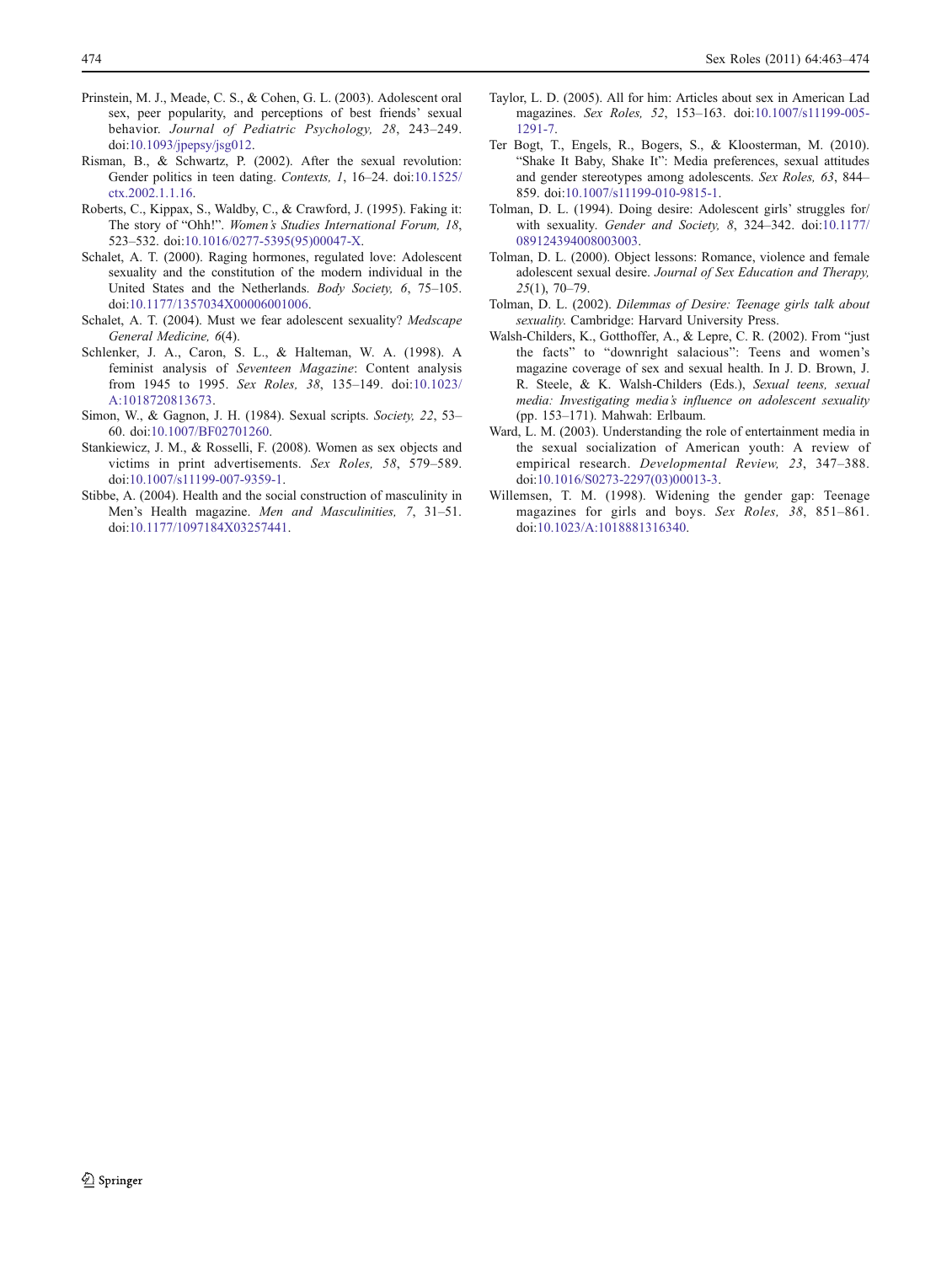Prinstein, M. J., Meade, C. S., & Cohen, G. L. (2003). Adolescent oral sex, peer popularity, and perceptions of best friends' sexual behavior. *Journal of Pediatric Psychology, 28*, 243–249. doi:10.1093/jpepsy/jsg012.

Risman, B., & Schwartz, P. (2002). After the sexual revolution: Gender politics in teen dating. *Contexts, 1*, 16–24. doi:10.1525/ctx.2002.1.1.16.

Roberts, C., Kippax, S., Waldby, C., & Crawford, J. (1995). Faking it: The story of "Ohh!". *Women's Studies International Forum, 18*, 523–532. doi:10.1016/0277-5395(95)00047-X.

Schalet, A. T. (2000). Raging hormones, regulated love: Adolescent sexuality and the constitution of the modern individual in the United States and the Netherlands. *Body Society, 6*, 75–105. doi:10.1177/1357034X00006001006.

Schalet, A. T. (2004). Must we fear adolescent sexuality? *Medscape General Medicine, 6*(4).

Schlenker, J. A., Caron, S. L., & Halteman, W. A. (1998). A feminist analysis of *Seventeen Magazine*: Content analysis from 1945 to 1995. *Sex Roles, 38*, 135–149. doi:10.1023/A:1018720813673.

Simon, W., & Gagnon, J. H. (1984). Sexual scripts. *Society, 22*, 53–60. doi:10.1007/BF02701260.

Stankiewicz, J. M., & Rosselli, F. (2008). Women as sex objects and victims in print advertisements. *Sex Roles, 58*, 579–589. doi:10.1007/s11199-007-9359-1.

Stibbe, A. (2004). Health and the social construction of masculinity in Men's Health magazine. *Men and Masculinities, 7*, 31–51. doi:10.1177/1097184X03257441.

Taylor, L. D. (2005). All for him: Articles about sex in American Lad magazines. *Sex Roles, 52*, 153–163. doi:10.1007/s11199-005-1291-7.

Ter Bogt, T., Engels, R., Bogers, S., & Kloosterman, M. (2010). "Shake It Baby, Shake It": Media preferences, sexual attitudes and gender stereotypes among adolescents. *Sex Roles, 63*, 844–859. doi:10.1007/s11199-010-9815-1.

Tolman, D. L. (1994). Doing desire: Adolescent girls' struggles for/with sexuality. *Gender and Society, 8*, 324–342. doi:10.1177/089124394008003003.

Tolman, D. L. (2000). Object lessons: Romance, violence and female adolescent sexual desire. *Journal of Sex Education and Therapy, 25*(1), 70–79.

Tolman, D. L. (2002). *Dilemmas of Desire: Teenage girls talk about sexuality*. Cambridge: Harvard University Press.

Walsh-Childers, K., Gotthoffer, A., & Lepre, C. R. (2002). From "just the facts" to "downright salacious": Teens and women's magazine coverage of sex and sexual health. In J. D. Brown, J. R. Steele, & K. Walsh-Childers (Eds.), *Sexual teens, sexual media: Investigating media's influence on adolescent sexuality* (pp. 153–171). Mahwah: Erlbaum.

Ward, L. M. (2003). Understanding the role of entertainment media in the sexual socialization of American youth: A review of empirical research. *Developmental Review, 23*, 347–388. doi:10.1016/S0273-2297(03)00013-3.

Willemsen, T. M. (1998). Widening the gender gap: Teenage magazines for girls and boys. *Sex Roles, 38*, 851–861. doi:10.1023/A:1018881316340.